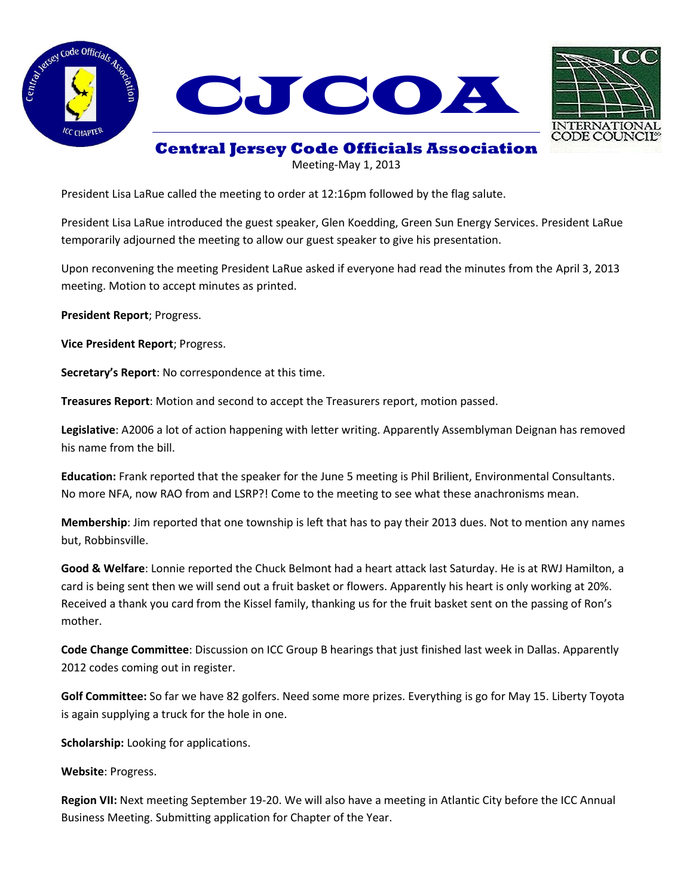# CJCOA

## Central Jersey Code Officials Association

Meeting-May 1, 2013

President Lisa LaRue called the meeting to order at 12:16pm followed by the flag salute.

President Lisa LaRue introduced the guest speaker, Glen Koedding, Green Sun Energy Services. President LaRue temporarily adjourned the meeting to allow our guest speaker to give his presentation.

Upon reconvening the meeting President LaRue asked if everyone had read the minutes from the April 3, 2013 meeting. Motion to accept minutes as printed.

**President Report**; Progress.

**Vice President Report**; Progress.

**Secretary's Report**: No correspondence at this time.

**Treasures Report**: Motion and second to accept the Treasurers report, motion passed.

**Legislative**: A2006 a lot of action happening with letter writing. Apparently Assemblyman Deignan has removed his name from the bill.

**Education:** Frank reported that the speaker for the June 5 meeting is Phil Brilient, Environmental Consultants. No more NFA, now RAO from and LSRP?! Come to the meeting to see what these anachronisms mean.

**Membership**: Jim reported that one township is left that has to pay their 2013 dues. Not to mention any names but, Robbinsville.

**Good & Welfare**: Lonnie reported the Chuck Belmont had a heart attack last Saturday. He is at RWJ Hamilton, a card is being sent then we will send out a fruit basket or flowers. Apparently his heart is only working at 20%. Received a thank you card from the Kissel family, thanking us for the fruit basket sent on the passing of Ron's mother.

**Code Change Committee**: Discussion on ICC Group B hearings that just finished last week in Dallas. Apparently 2012 codes coming out in register.

**Golf Committee:** So far we have 82 golfers. Need some more prizes. Everything is go for May 15. Liberty Toyota is again supplying a truck for the hole in one.

**Scholarship:** Looking for applications.

**Website**: Progress.

**Region VII:** Next meeting September 19-20. We will also have a meeting in Atlantic City before the ICC Annual Business Meeting. Submitting application for Chapter of the Year.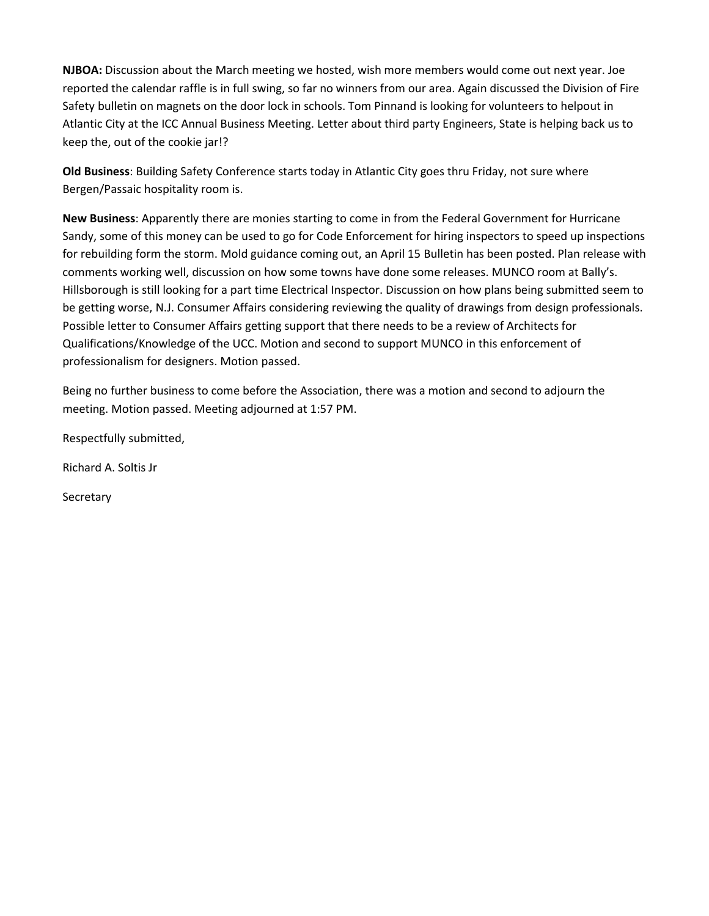**NJBOA:** Discussion about the March meeting we hosted, wish more members would come out next year. Joe reported the calendar raffle is in full swing, so far no winners from our area. Again discussed the Division of Fire Safety bulletin on magnets on the door lock in schools. Tom Pinnand is looking for volunteers to helpout in Atlantic City at the ICC Annual Business Meeting. Letter about third party Engineers, State is helping back us to keep the, out of the cookie jar!?

**Old Business**: Building Safety Conference starts today in Atlantic City goes thru Friday, not sure where Bergen/Passaic hospitality room is.

**New Business**: Apparently there are monies starting to come in from the Federal Government for Hurricane Sandy, some of this money can be used to go for Code Enforcement for hiring inspectors to speed up inspections for rebuilding form the storm. Mold guidance coming out, an April 15 Bulletin has been posted. Plan release with comments working well, discussion on how some towns have done some releases. MUNCO room at Bally's. Hillsborough is still looking for a part time Electrical Inspector. Discussion on how plans being submitted seem to be getting worse, N.J. Consumer Affairs considering reviewing the quality of drawings from design professionals. Possible letter to Consumer Affairs getting support that there needs to be a review of Architects for Qualifications/Knowledge of the UCC. Motion and second to support MUNCO in this enforcement of professionalism for designers. Motion passed.

Being no further business to come before the Association, there was a motion and second to adjourn the meeting. Motion passed. Meeting adjourned at 1:57 PM.

Respectfully submitted,

Richard A. Soltis Jr

Secretary